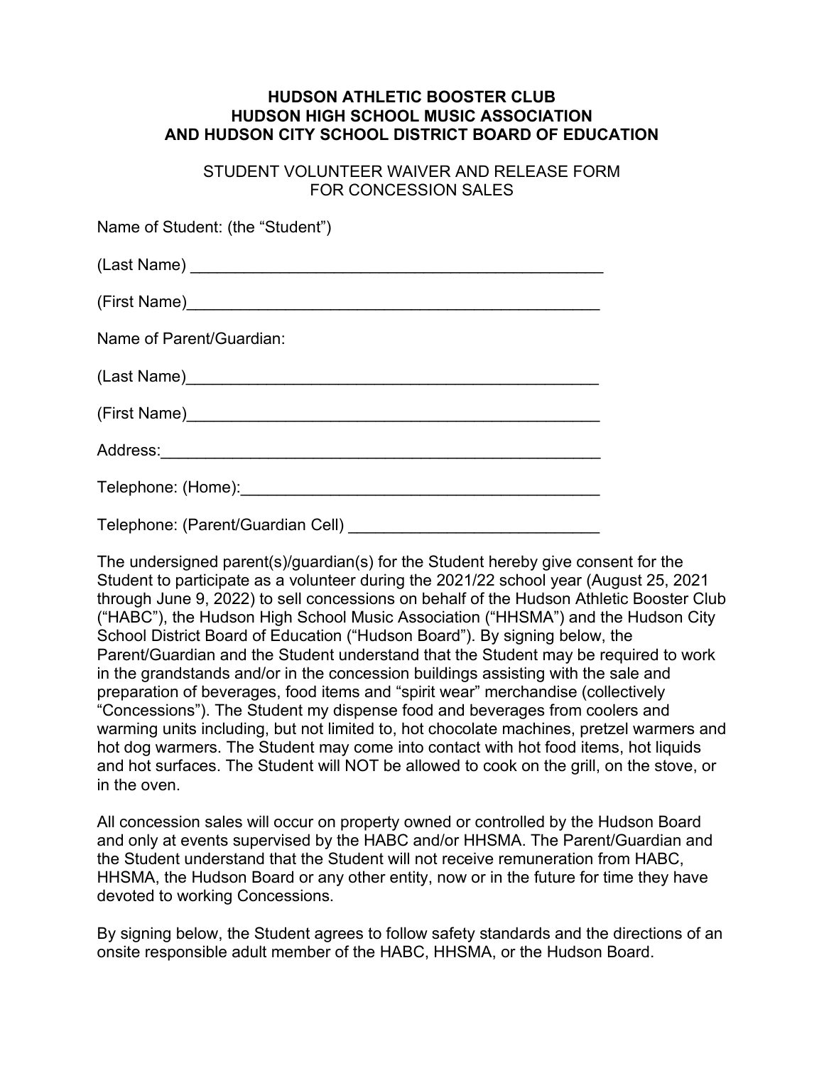**HUDSON ATHLETIC BOOSTER CLUB**
**HUDSON HIGH SCHOOL MUSIC ASSOCIATION**
**AND HUDSON CITY SCHOOL DISTRICT BOARD OF EDUCATION**

STUDENT VOLUNTEER WAIVER AND RELEASE FORM
FOR CONCESSION SALES

Name of Student: (the "Student")

(Last Name) _______________________________________________

(First Name)_______________________________________________

Name of Parent/Guardian:

(Last Name)_______________________________________________

(First Name)_______________________________________________

Address:__________________________________________________

Telephone: (Home):_________________________________________

Telephone: (Parent/Guardian Cell) ___________________________

The undersigned parent(s)/guardian(s) for the Student hereby give consent for the Student to participate as a volunteer during the 2021/22 school year (August 25, 2021 through June 9, 2022) to sell concessions on behalf of the Hudson Athletic Booster Club ("HABC"), the Hudson High School Music Association ("HHSMA") and the Hudson City School District Board of Education ("Hudson Board"). By signing below, the Parent/Guardian and the Student understand that the Student may be required to work in the grandstands and/or in the concession buildings assisting with the sale and preparation of beverages, food items and "spirit wear" merchandise (collectively "Concessions"). The Student my dispense food and beverages from coolers and warming units including, but not limited to, hot chocolate machines, pretzel warmers and hot dog warmers. The Student may come into contact with hot food items, hot liquids and hot surfaces. The Student will NOT be allowed to cook on the grill, on the stove, or in the oven.

All concession sales will occur on property owned or controlled by the Hudson Board and only at events supervised by the HABC and/or HHSMA. The Parent/Guardian and the Student understand that the Student will not receive remuneration from HABC, HHSMA, the Hudson Board or any other entity, now or in the future for time they have devoted to working Concessions.

By signing below, the Student agrees to follow safety standards and the directions of an onsite responsible adult member of the HABC, HHSMA, or the Hudson Board.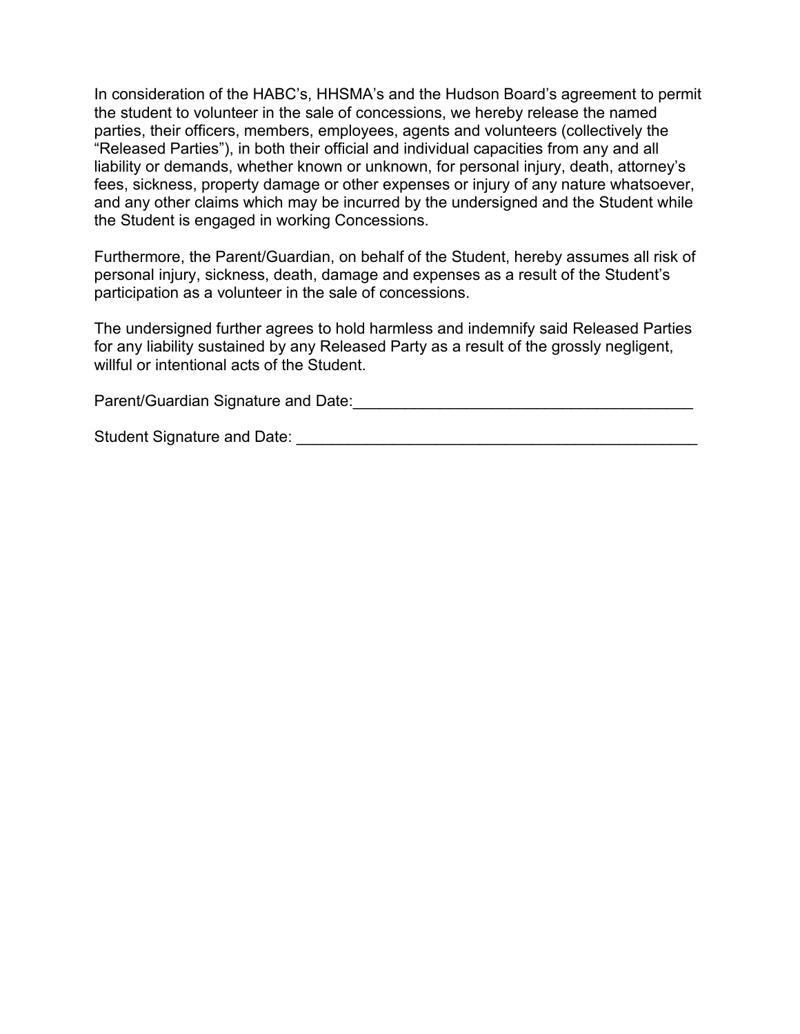In consideration of the HABC's, HHSMA's and the Hudson Board's agreement to permit the student to volunteer in the sale of concessions, we hereby release the named parties, their officers, members, employees, agents and volunteers (collectively the "Released Parties"), in both their official and individual capacities from any and all liability or demands, whether known or unknown, for personal injury, death, attorney's fees, sickness, property damage or other expenses or injury of any nature whatsoever, and any other claims which may be incurred by the undersigned and the Student while the Student is engaged in working Concessions.

Furthermore, the Parent/Guardian, on behalf of the Student, hereby assumes all risk of personal injury, sickness, death, damage and expenses as a result of the Student's participation as a volunteer in the sale of concessions.

The undersigned further agrees to hold harmless and indemnify said Released Parties for any liability sustained by any Released Party as a result of the grossly negligent, willful or intentional acts of the Student.

Parent/Guardian Signature and Date:________________________________________

Student Signature and Date: ________________________________________________